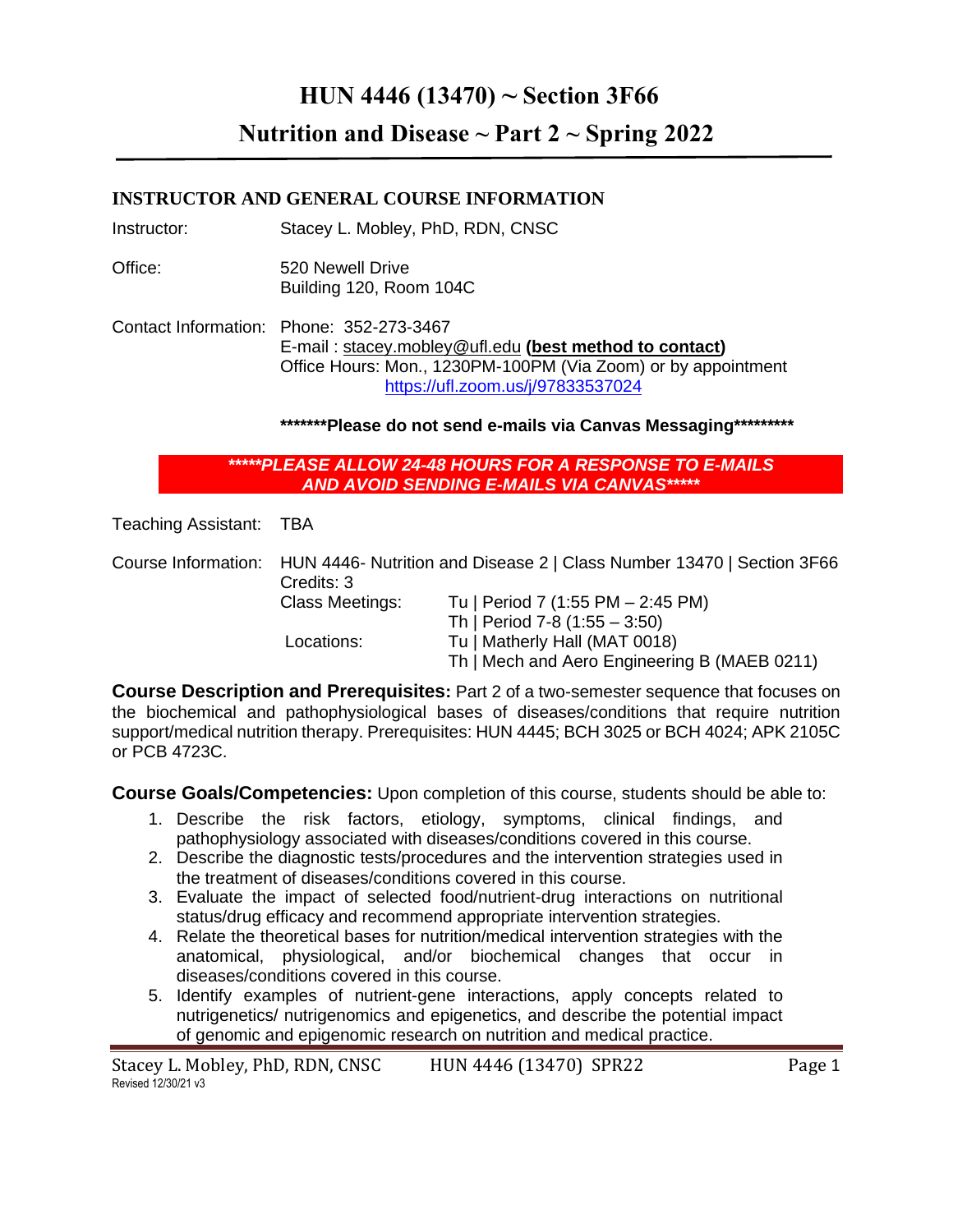# HUN 4446 (13470) ~ Section 3F66

## Nutrition and Disease ~ Part 2 ~ Spring 2022

### INSTRUCTOR AND GENERAL COURSE INFORMATION

Instructor: Stacey L. Mobley, PhD, RDN, CNSC

Office: 520 Newell Drive
Building 120, Room 104C

Contact Information: Phone: 352-273-3467
E-mail : stacey.mobley@ufl.edu **(best method to contact)**
Office Hours: Mon., 1230PM-100PM (Via Zoom) or by appointment
https://ufl.zoom.us/j/97833537024

**\*\*\*\*\*\*\*Please do not send e-mails via Canvas Messaging\*\*\*\*\*\*\*\*\***

***\*\*\*\*\*PLEASE ALLOW 24-48 HOURS FOR A RESPONSE TO E-MAILS AND AVOID SENDING E-MAILS VIA CANVAS\*\*\*\*\****

Teaching Assistant: TBA

Course Information: HUN 4446- Nutrition and Disease 2 | Class Number 13470 | Section 3F66
Credits: 3
Class Meetings: Tu | Period 7 (1:55 PM – 2:45 PM)
Th | Period 7-8 (1:55 – 3:50)
Locations: Tu | Matherly Hall (MAT 0018)
Th | Mech and Aero Engineering B (MAEB 0211)

**Course Description and Prerequisites:** Part 2 of a two-semester sequence that focuses on the biochemical and pathophysiological bases of diseases/conditions that require nutrition support/medical nutrition therapy. Prerequisites: HUN 4445; BCH 3025 or BCH 4024; APK 2105C or PCB 4723C.

**Course Goals/Competencies:** Upon completion of this course, students should be able to:

1. Describe the risk factors, etiology, symptoms, clinical findings, and pathophysiology associated with diseases/conditions covered in this course.
2. Describe the diagnostic tests/procedures and the intervention strategies used in the treatment of diseases/conditions covered in this course.
3. Evaluate the impact of selected food/nutrient-drug interactions on nutritional status/drug efficacy and recommend appropriate intervention strategies.
4. Relate the theoretical bases for nutrition/medical intervention strategies with the anatomical, physiological, and/or biochemical changes that occur in diseases/conditions covered in this course.
5. Identify examples of nutrient-gene interactions, apply concepts related to nutrigenetics/ nutrigenomics and epigenetics, and describe the potential impact of genomic and epigenomic research on nutrition and medical practice.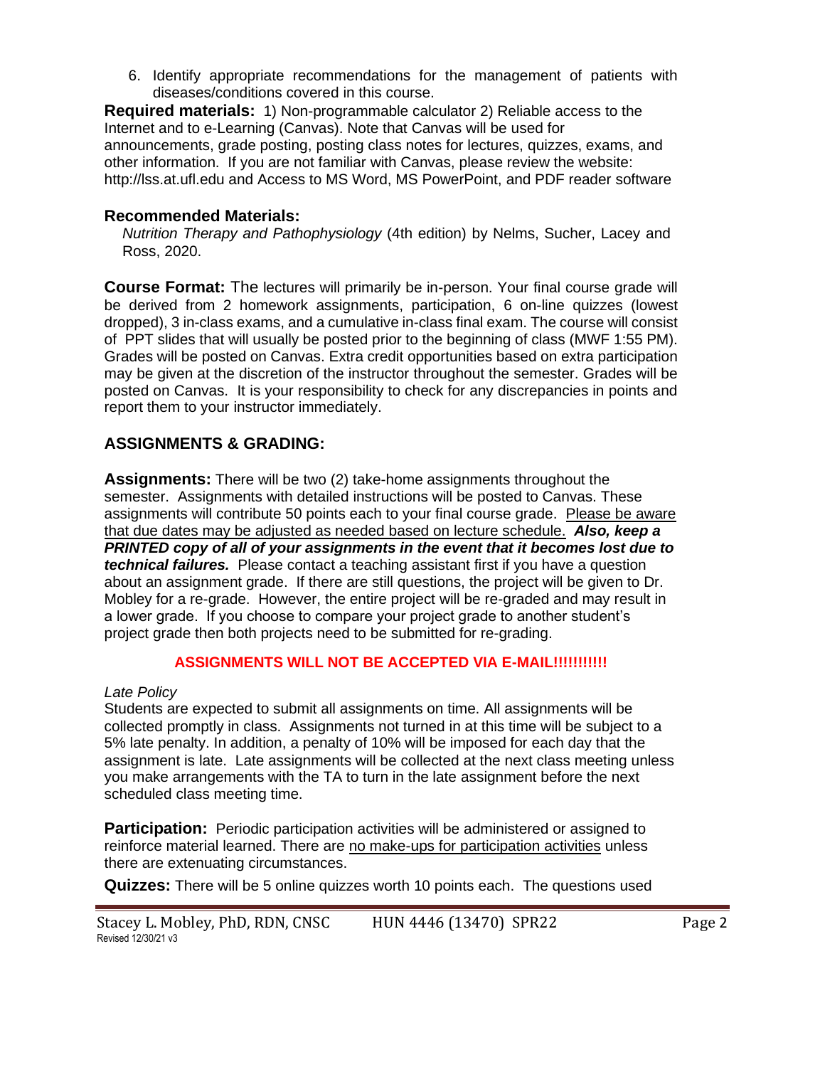6. Identify appropriate recommendations for the management of patients with diseases/conditions covered in this course.

**Required materials:** 1) Non-programmable calculator 2) Reliable access to the Internet and to e-Learning (Canvas). Note that Canvas will be used for announcements, grade posting, posting class notes for lectures, quizzes, exams, and other information. If you are not familiar with Canvas, please review the website: http://lss.at.ufl.edu and Access to MS Word, MS PowerPoint, and PDF reader software

**Recommended Materials:**

*Nutrition Therapy and Pathophysiology* (4th edition) by Nelms, Sucher, Lacey and Ross, 2020.

**Course Format:** The lectures will primarily be in-person. Your final course grade will be derived from 2 homework assignments, participation, 6 on-line quizzes (lowest dropped), 3 in-class exams, and a cumulative in-class final exam. The course will consist of PPT slides that will usually be posted prior to the beginning of class (MWF 1:55 PM). Grades will be posted on Canvas. Extra credit opportunities based on extra participation may be given at the discretion of the instructor throughout the semester. Grades will be posted on Canvas. It is your responsibility to check for any discrepancies in points and report them to your instructor immediately.

## ASSIGNMENTS & GRADING:

**Assignments:** There will be two (2) take-home assignments throughout the semester. Assignments with detailed instructions will be posted to Canvas. These assignments will contribute 50 points each to your final course grade. Please be aware that due dates may be adjusted as needed based on lecture schedule. ***Also, keep a PRINTED copy of all of your assignments in the event that it becomes lost due to technical failures.*** Please contact a teaching assistant first if you have a question about an assignment grade. If there are still questions, the project will be given to Dr. Mobley for a re-grade. However, the entire project will be re-graded and may result in a lower grade. If you choose to compare your project grade to another student's project grade then both projects need to be submitted for re-grading.

**ASSIGNMENTS WILL NOT BE ACCEPTED VIA E-MAIL!!!!!!!!!!**

*Late Policy*

Students are expected to submit all assignments on time. All assignments will be collected promptly in class. Assignments not turned in at this time will be subject to a 5% late penalty. In addition, a penalty of 10% will be imposed for each day that the assignment is late. Late assignments will be collected at the next class meeting unless you make arrangements with the TA to turn in the late assignment before the next scheduled class meeting time.

**Participation:** Periodic participation activities will be administered or assigned to reinforce material learned. There are no make-ups for participation activities unless there are extenuating circumstances.

**Quizzes:** There will be 5 online quizzes worth 10 points each. The questions used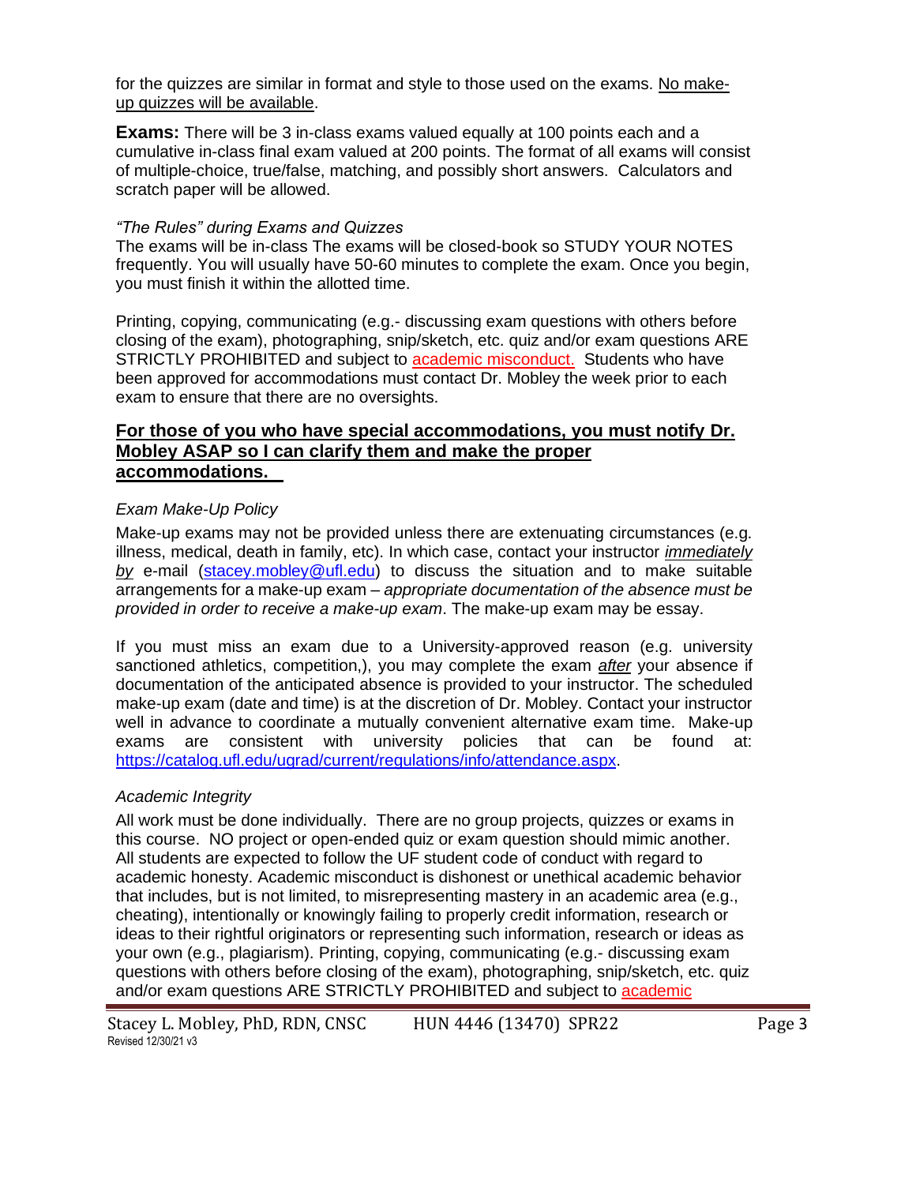for the quizzes are similar in format and style to those used on the exams. No make-up quizzes will be available.

**Exams:** There will be 3 in-class exams valued equally at 100 points each and a cumulative in-class final exam valued at 200 points. The format of all exams will consist of multiple-choice, true/false, matching, and possibly short answers. Calculators and scratch paper will be allowed.

*"The Rules" during Exams and Quizzes*

The exams will be in-class The exams will be closed-book so STUDY YOUR NOTES frequently. You will usually have 50-60 minutes to complete the exam. Once you begin, you must finish it within the allotted time.

Printing, copying, communicating (e.g.- discussing exam questions with others before closing of the exam), photographing, snip/sketch, etc. quiz and/or exam questions ARE STRICTLY PROHIBITED and subject to academic misconduct. Students who have been approved for accommodations must contact Dr. Mobley the week prior to each exam to ensure that there are no oversights.

**For those of you who have special accommodations, you must notify Dr. Mobley ASAP so I can clarify them and make the proper accommodations.**

*Exam Make-Up Policy*

Make-up exams may not be provided unless there are extenuating circumstances (e.g. illness, medical, death in family, etc). In which case, contact your instructor *immediately by* e-mail (stacey.mobley@ufl.edu) to discuss the situation and to make suitable arrangements for a make-up exam – *appropriate documentation of the absence must be provided in order to receive a make-up exam*. The make-up exam may be essay.

If you must miss an exam due to a University-approved reason (e.g. university sanctioned athletics, competition,), you may complete the exam *after* your absence if documentation of the anticipated absence is provided to your instructor. The scheduled make-up exam (date and time) is at the discretion of Dr. Mobley. Contact your instructor well in advance to coordinate a mutually convenient alternative exam time. Make-up exams are consistent with university policies that can be found at: https://catalog.ufl.edu/ugrad/current/regulations/info/attendance.aspx.

*Academic Integrity*

All work must be done individually. There are no group projects, quizzes or exams in this course. NO project or open-ended quiz or exam question should mimic another. All students are expected to follow the UF student code of conduct with regard to academic honesty. Academic misconduct is dishonest or unethical academic behavior that includes, but is not limited, to misrepresenting mastery in an academic area (e.g., cheating), intentionally or knowingly failing to properly credit information, research or ideas to their rightful originators or representing such information, research or ideas as your own (e.g., plagiarism). Printing, copying, communicating (e.g.- discussing exam questions with others before closing of the exam), photographing, snip/sketch, etc. quiz and/or exam questions ARE STRICTLY PROHIBITED and subject to academic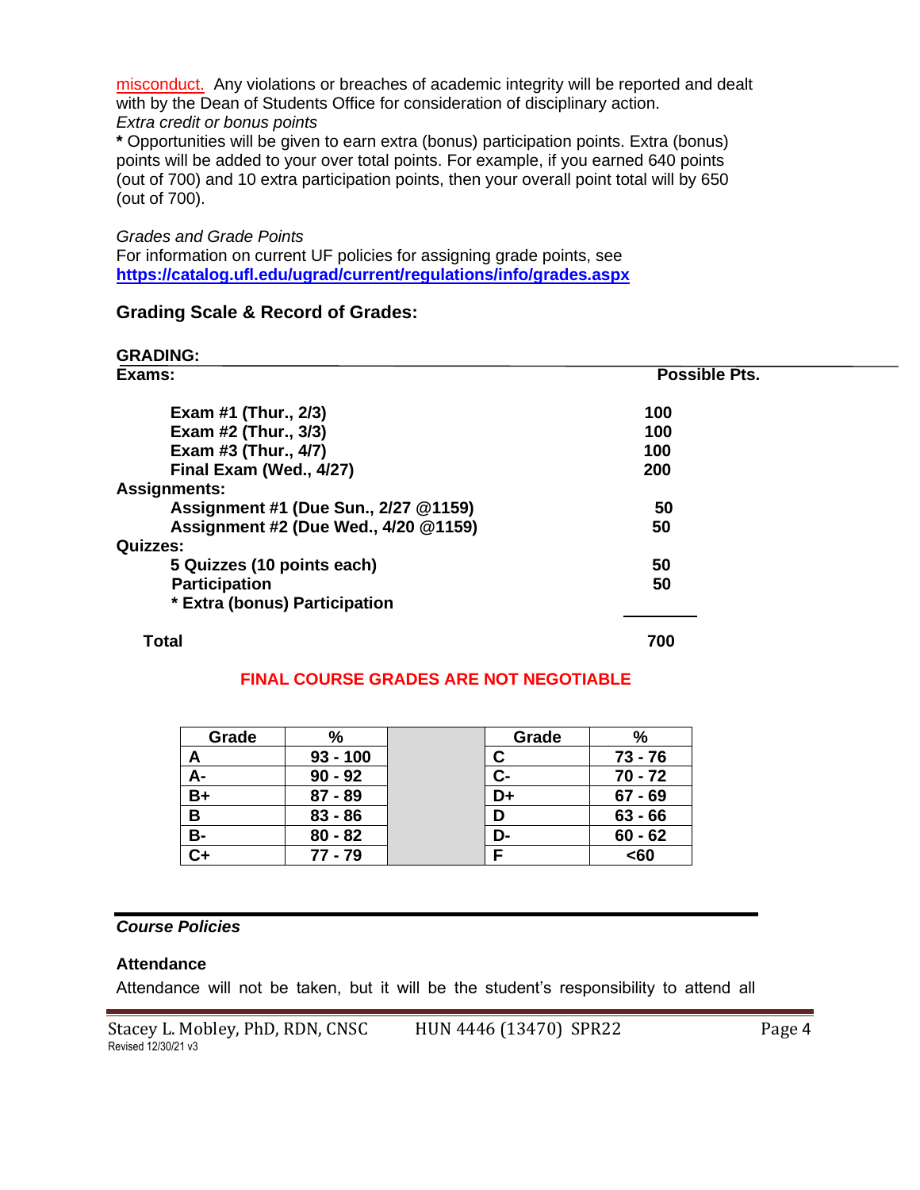misconduct. Any violations or breaches of academic integrity will be reported and dealt with by the Dean of Students Office for consideration of disciplinary action.

*Extra credit or bonus points*

**\*** Opportunities will be given to earn extra (bonus) participation points. Extra (bonus) points will be added to your over total points. For example, if you earned 640 points (out of 700) and 10 extra participation points, then your overall point total will by 650 (out of 700).

*Grades and Grade Points*

For information on current UF policies for assigning grade points, see **https://catalog.ufl.edu/ugrad/current/regulations/info/grades.aspx**

## Grading Scale & Record of Grades:

**GRADING:**

| Exams: | Possible Pts. |
|---|---|
| Exam #1 (Thur., 2/3) | 100 |
| Exam #2 (Thur., 3/3) | 100 |
| Exam #3 (Thur., 4/7) | 100 |
| Final Exam (Wed., 4/27) | 200 |
| **Assignments:** | |
| Assignment #1 (Due Sun., 2/27 @1159) | 50 |
| Assignment #2 (Due Wed., 4/20 @1159) | 50 |
| **Quizzes:** | |
| 5 Quizzes (10 points each) | 50 |
| Participation | 50 |
| * Extra (bonus) Participation | |
| **Total** | **700** |

**FINAL COURSE GRADES ARE NOT NEGOTIABLE**

| Grade | % | | Grade | % |
|---|---|---|---|---|
| A | 93 - 100 | | C | 73 - 76 |
| A- | 90 - 92 | | C- | 70 - 72 |
| B+ | 87 - 89 | | D+ | 67 - 69 |
| B | 83 - 86 | | D | 63 - 66 |
| B- | 80 - 82 | | D- | 60 - 62 |
| C+ | 77 - 79 | | F | <60 |

***Course Policies***

**Attendance**

Attendance will not be taken, but it will be the student's responsibility to attend all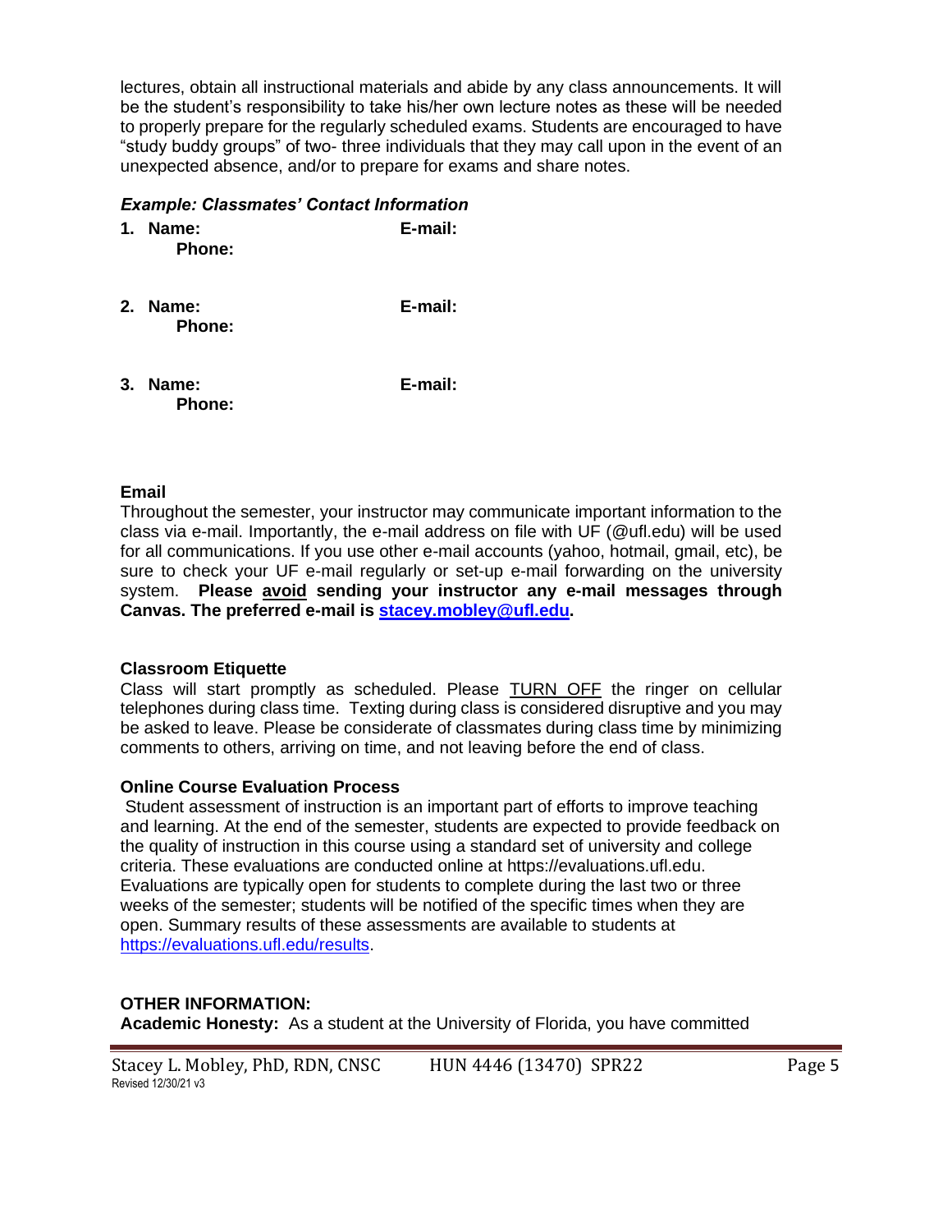lectures, obtain all instructional materials and abide by any class announcements. It will be the student's responsibility to take his/her own lecture notes as these will be needed to properly prepare for the regularly scheduled exams. Students are encouraged to have "study buddy groups" of two- three individuals that they may call upon in the event of an unexpected absence, and/or to prepare for exams and share notes.

***Example: Classmates' Contact Information***

1. **Name:** **E-mail:**
   **Phone:**

2. **Name:** **E-mail:**
   **Phone:**

3. **Name:** **E-mail:**
   **Phone:**

### Email

Throughout the semester, your instructor may communicate important information to the class via e-mail. Importantly, the e-mail address on file with UF (@ufl.edu) will be used for all communications. If you use other e-mail accounts (yahoo, hotmail, gmail, etc), be sure to check your UF e-mail regularly or set-up e-mail forwarding on the university system. **Please avoid sending your instructor any e-mail messages through Canvas. The preferred e-mail is [stacey.mobley@ufl.edu](mailto:stacey.mobley@ufl.edu).**

### Classroom Etiquette

Class will start promptly as scheduled. Please TURN OFF the ringer on cellular telephones during class time. Texting during class is considered disruptive and you may be asked to leave. Please be considerate of classmates during class time by minimizing comments to others, arriving on time, and not leaving before the end of class.

### Online Course Evaluation Process

Student assessment of instruction is an important part of efforts to improve teaching and learning. At the end of the semester, students are expected to provide feedback on the quality of instruction in this course using a standard set of university and college criteria. These evaluations are conducted online at https://evaluations.ufl.edu. Evaluations are typically open for students to complete during the last two or three weeks of the semester; students will be notified of the specific times when they are open. Summary results of these assessments are available to students at [https://evaluations.ufl.edu/results](https://evaluations.ufl.edu/results).

## OTHER INFORMATION:

**Academic Honesty:** As a student at the University of Florida, you have committed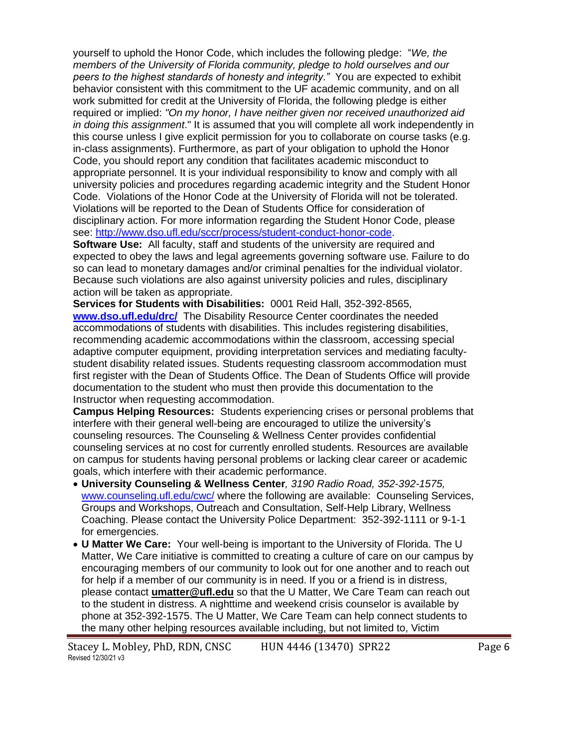yourself to uphold the Honor Code, which includes the following pledge: "*We, the members of the University of Florida community, pledge to hold ourselves and our peers to the highest standards of honesty and integrity."* You are expected to exhibit behavior consistent with this commitment to the UF academic community, and on all work submitted for credit at the University of Florida, the following pledge is either required or implied: *"On my honor, I have neither given nor received unauthorized aid in doing this assignment*." It is assumed that you will complete all work independently in this course unless I give explicit permission for you to collaborate on course tasks (e.g. in-class assignments). Furthermore, as part of your obligation to uphold the Honor Code, you should report any condition that facilitates academic misconduct to appropriate personnel. It is your individual responsibility to know and comply with all university policies and procedures regarding academic integrity and the Student Honor Code. Violations of the Honor Code at the University of Florida will not be tolerated. Violations will be reported to the Dean of Students Office for consideration of disciplinary action. For more information regarding the Student Honor Code, please see: http://www.dso.ufl.edu/sccr/process/student-conduct-honor-code.

**Software Use:** All faculty, staff and students of the university are required and expected to obey the laws and legal agreements governing software use. Failure to do so can lead to monetary damages and/or criminal penalties for the individual violator. Because such violations are also against university policies and rules, disciplinary action will be taken as appropriate.

**Services for Students with Disabilities:** 0001 Reid Hall, 352-392-8565, **www.dso.ufl.edu/drc/** The Disability Resource Center coordinates the needed accommodations of students with disabilities. This includes registering disabilities, recommending academic accommodations within the classroom, accessing special adaptive computer equipment, providing interpretation services and mediating faculty-student disability related issues. Students requesting classroom accommodation must first register with the Dean of Students Office. The Dean of Students Office will provide documentation to the student who must then provide this documentation to the Instructor when requesting accommodation.

**Campus Helping Resources:** Students experiencing crises or personal problems that interfere with their general well-being are encouraged to utilize the university's counseling resources. The Counseling & Wellness Center provides confidential counseling services at no cost for currently enrolled students. Resources are available on campus for students having personal problems or lacking clear career or academic goals, which interfere with their academic performance.

- **University Counseling & Wellness Center***, 3190 Radio Road, 352-392-1575,* www.counseling.ufl.edu/cwc/ where the following are available: Counseling Services, Groups and Workshops, Outreach and Consultation, Self-Help Library, Wellness Coaching. Please contact the University Police Department: 352-392-1111 or 9-1-1 for emergencies.
- **U Matter We Care:** Your well-being is important to the University of Florida. The U Matter, We Care initiative is committed to creating a culture of care on our campus by encouraging members of our community to look out for one another and to reach out for help if a member of our community is in need. If you or a friend is in distress, please contact **umatter@ufl.edu** so that the U Matter, We Care Team can reach out to the student in distress. A nighttime and weekend crisis counselor is available by phone at 352-392-1575. The U Matter, We Care Team can help connect students to the many other helping resources available including, but not limited to, Victim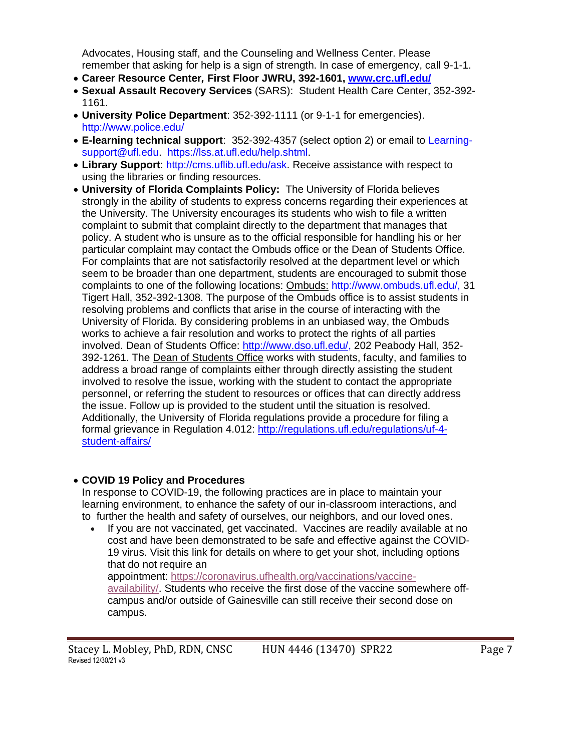Advocates, Housing staff, and the Counseling and Wellness Center. Please remember that asking for help is a sign of strength. In case of emergency, call 9-1-1.

- **Career Resource Center, First Floor JWRU, 392-1601, [www.crc.ufl.edu/](http://www.crc.ufl.edu/)**
- **Sexual Assault Recovery Services** (SARS): Student Health Care Center, 352-392-1161.
- **University Police Department**: 352-392-1111 (or 9-1-1 for emergencies). http://www.police.edu/
- **E-learning technical support**: 352-392-4357 (select option 2) or email to Learning-support@ufl.edu. https://lss.at.ufl.edu/help.shtml.
- **Library Support**: http://cms.uflib.ufl.edu/ask. Receive assistance with respect to using the libraries or finding resources.
- **University of Florida Complaints Policy:** The University of Florida believes strongly in the ability of students to express concerns regarding their experiences at the University. The University encourages its students who wish to file a written complaint to submit that complaint directly to the department that manages that policy. A student who is unsure as to the official responsible for handling his or her particular complaint may contact the Ombuds office or the Dean of Students Office. For complaints that are not satisfactorily resolved at the department level or which seem to be broader than one department, students are encouraged to submit those complaints to one of the following locations: Ombuds: http://www.ombuds.ufl.edu/, 31 Tigert Hall, 352-392-1308. The purpose of the Ombuds office is to assist students in resolving problems and conflicts that arise in the course of interacting with the University of Florida. By considering problems in an unbiased way, the Ombuds works to achieve a fair resolution and works to protect the rights of all parties involved. Dean of Students Office: [http://www.dso.ufl.edu/](http://www.dso.ufl.edu/), 202 Peabody Hall, 352-392-1261. The Dean of Students Office works with students, faculty, and families to address a broad range of complaints either through directly assisting the student involved to resolve the issue, working with the student to contact the appropriate personnel, or referring the student to resources or offices that can directly address the issue. Follow up is provided to the student until the situation is resolved. Additionally, the University of Florida regulations provide a procedure for filing a formal grievance in Regulation 4.012: [http://regulations.ufl.edu/regulations/uf-4-student-affairs/](http://regulations.ufl.edu/regulations/uf-4-student-affairs/)

- **COVID 19 Policy and Procedures**
  In response to COVID-19, the following practices are in place to maintain your learning environment, to enhance the safety of our in-classroom interactions, and to further the health and safety of ourselves, our neighbors, and our loved ones.
  - If you are not vaccinated, get vaccinated. Vaccines are readily available at no cost and have been demonstrated to be safe and effective against the COVID-19 virus. Visit this link for details on where to get your shot, including options that do not require an appointment: [https://coronavirus.ufhealth.org/vaccinations/vaccine-availability/](https://coronavirus.ufhealth.org/vaccinations/vaccine-availability/). Students who receive the first dose of the vaccine somewhere off-campus and/or outside of Gainesville can still receive their second dose on campus.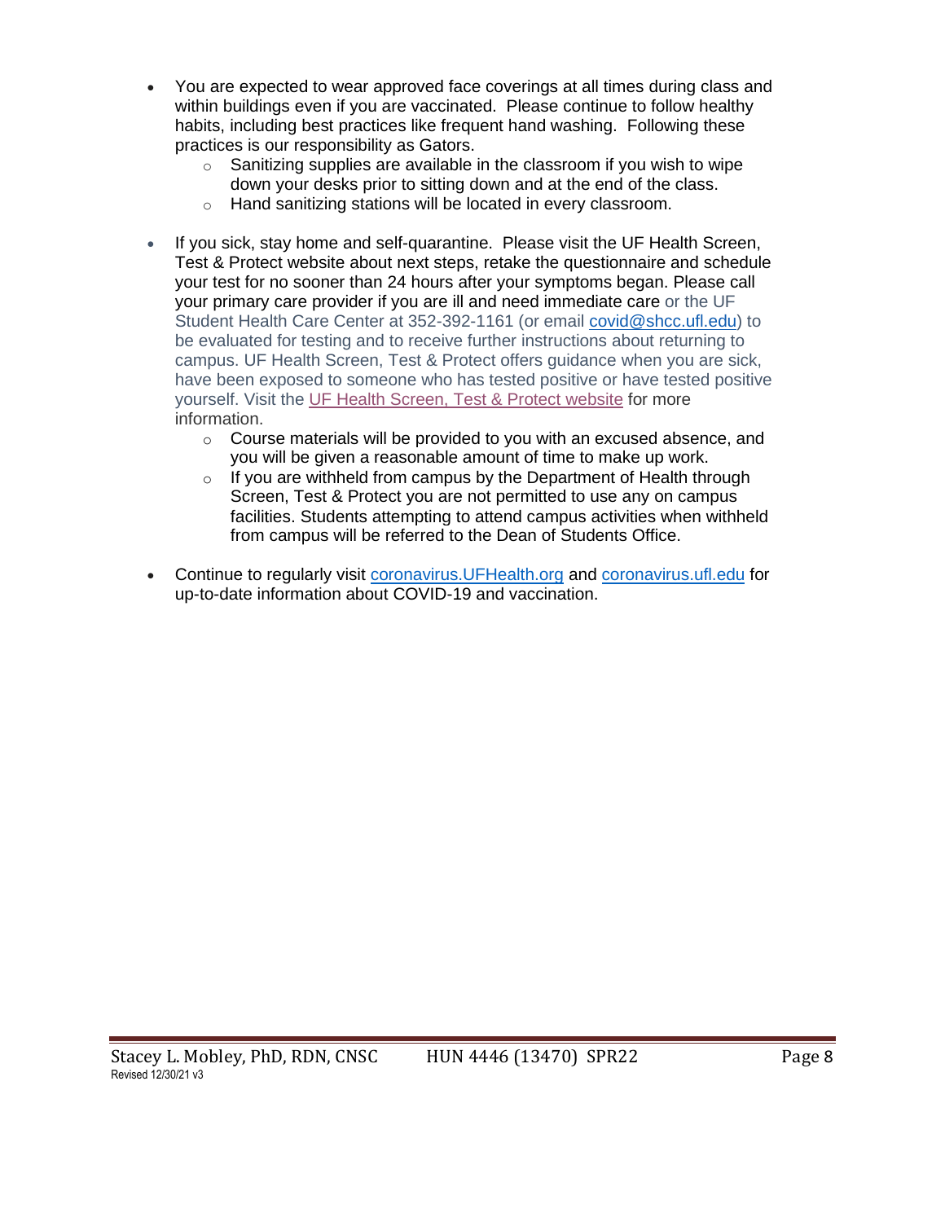- You are expected to wear approved face coverings at all times during class and within buildings even if you are vaccinated. Please continue to follow healthy habits, including best practices like frequent hand washing. Following these practices is our responsibility as Gators.
    - Sanitizing supplies are available in the classroom if you wish to wipe down your desks prior to sitting down and at the end of the class.
    - Hand sanitizing stations will be located in every classroom.

- If you sick, stay home and self-quarantine. Please visit the UF Health Screen, Test & Protect website about next steps, retake the questionnaire and schedule your test for no sooner than 24 hours after your symptoms began. Please call your primary care provider if you are ill and need immediate care or the UF Student Health Care Center at 352-392-1161 (or email covid@shcc.ufl.edu) to be evaluated for testing and to receive further instructions about returning to campus. UF Health Screen, Test & Protect offers guidance when you are sick, have been exposed to someone who has tested positive or have tested positive yourself. Visit the UF Health Screen, Test & Protect website for more information.
    - Course materials will be provided to you with an excused absence, and you will be given a reasonable amount of time to make up work.
    - If you are withheld from campus by the Department of Health through Screen, Test & Protect you are not permitted to use any on campus facilities. Students attempting to attend campus activities when withheld from campus will be referred to the Dean of Students Office.

- Continue to regularly visit coronavirus.UFHealth.org and coronavirus.ufl.edu for up-to-date information about COVID-19 and vaccination.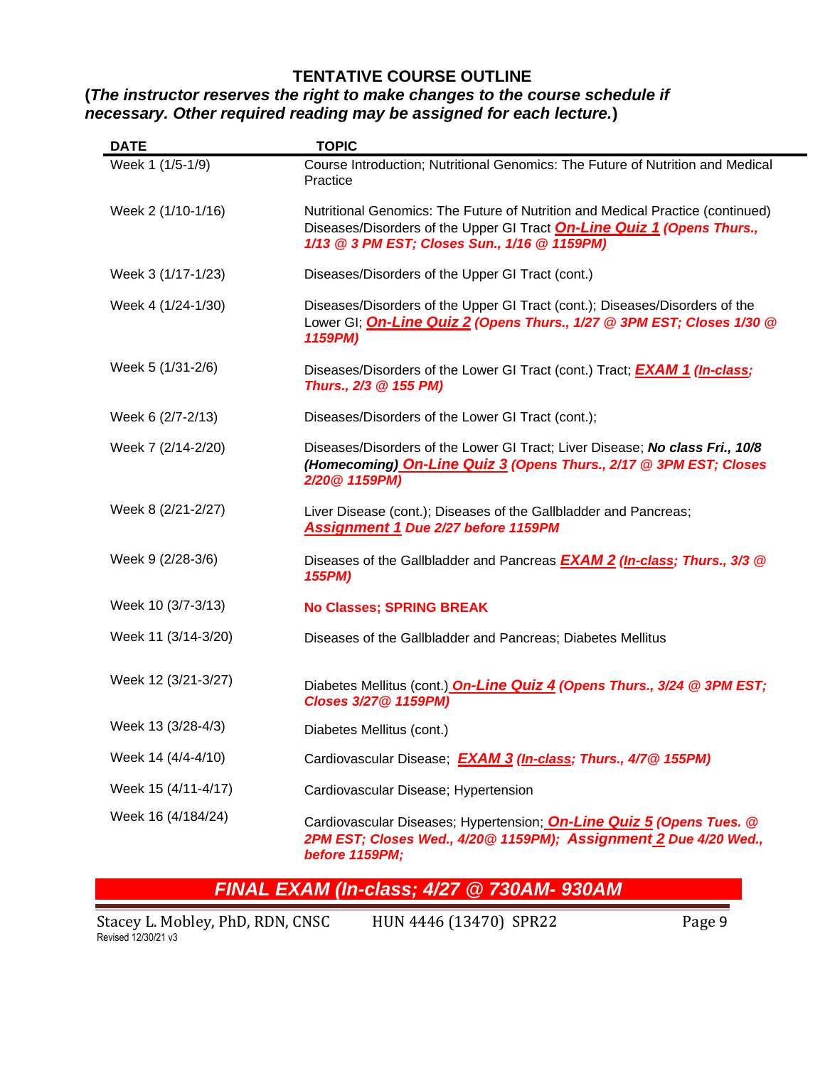## TENTATIVE COURSE OUTLINE

**(*The instructor reserves the right to make changes to the course schedule if necessary. Other required reading may be assigned for each lecture.*)**

| DATE | TOPIC |
|---|---|
| Week 1 (1/5-1/9) | Course Introduction; Nutritional Genomics: The Future of Nutrition and Medical Practice |
| Week 2 (1/10-1/16) | Nutritional Genomics: The Future of Nutrition and Medical Practice (continued) Diseases/Disorders of the Upper GI Tract ***On-Line Quiz 1*** ***(Opens Thurs., 1/13 @ 3 PM EST; Closes Sun., 1/16 @ 1159PM)*** |
| Week 3 (1/17-1/23) | Diseases/Disorders of the Upper GI Tract (cont.) |
| Week 4 (1/24-1/30) | Diseases/Disorders of the Upper GI Tract (cont.); Diseases/Disorders of the Lower GI; ***On-Line Quiz 2*** ***(Opens Thurs., 1/27 @ 3PM EST; Closes 1/30 @ 1159PM)*** |
| Week 5 (1/31-2/6) | Diseases/Disorders of the Lower GI Tract (cont.) Tract; ***EXAM 1*** ***(In-class; Thurs., 2/3 @ 155 PM)*** |
| Week 6 (2/7-2/13) | Diseases/Disorders of the Lower GI Tract (cont.); |
| Week 7 (2/14-2/20) | Diseases/Disorders of the Lower GI Tract; Liver Disease; ***No class Fri., 10/8 (Homecoming)*** ***On-Line Quiz 3*** ***(Opens Thurs., 2/17 @ 3PM EST; Closes 2/20@ 1159PM)*** |
| Week 8 (2/21-2/27) | Liver Disease (cont.); Diseases of the Gallbladder and Pancreas; ***Assignment 1*** ***Due 2/27 before 1159PM*** |
| Week 9 (2/28-3/6) | Diseases of the Gallbladder and Pancreas ***EXAM 2*** ***(In-class; Thurs., 3/3 @ 155PM)*** |
| Week 10 (3/7-3/13) | **No Classes; SPRING BREAK** |
| Week 11 (3/14-3/20) | Diseases of the Gallbladder and Pancreas; Diabetes Mellitus |
| Week 12 (3/21-3/27) | Diabetes Mellitus (cont.) ***On-Line Quiz 4*** ***(Opens Thurs., 3/24 @ 3PM EST; Closes 3/27@ 1159PM)*** |
| Week 13 (3/28-4/3) | Diabetes Mellitus (cont.) |
| Week 14 (4/4-4/10) | Cardiovascular Disease; ***EXAM 3*** ***(In-class; Thurs., 4/7@ 155PM)*** |
| Week 15 (4/11-4/17) | Cardiovascular Disease; Hypertension |
| Week 16 (4/184/24) | Cardiovascular Diseases; Hypertension; ***On-Line Quiz 5*** ***(Opens Tues. @ 2PM EST; Closes Wed., 4/20@ 1159PM);*** ***Assignment 2*** ***Due 4/20 Wed., before 1159PM;*** |

***FINAL EXAM (In-class; 4/27 @ 730AM- 930AM***

Stacey L. Mobley, PhD, RDN, CNSC HUN 4446 (13470) SPR22

Revised 12/30/21 v3